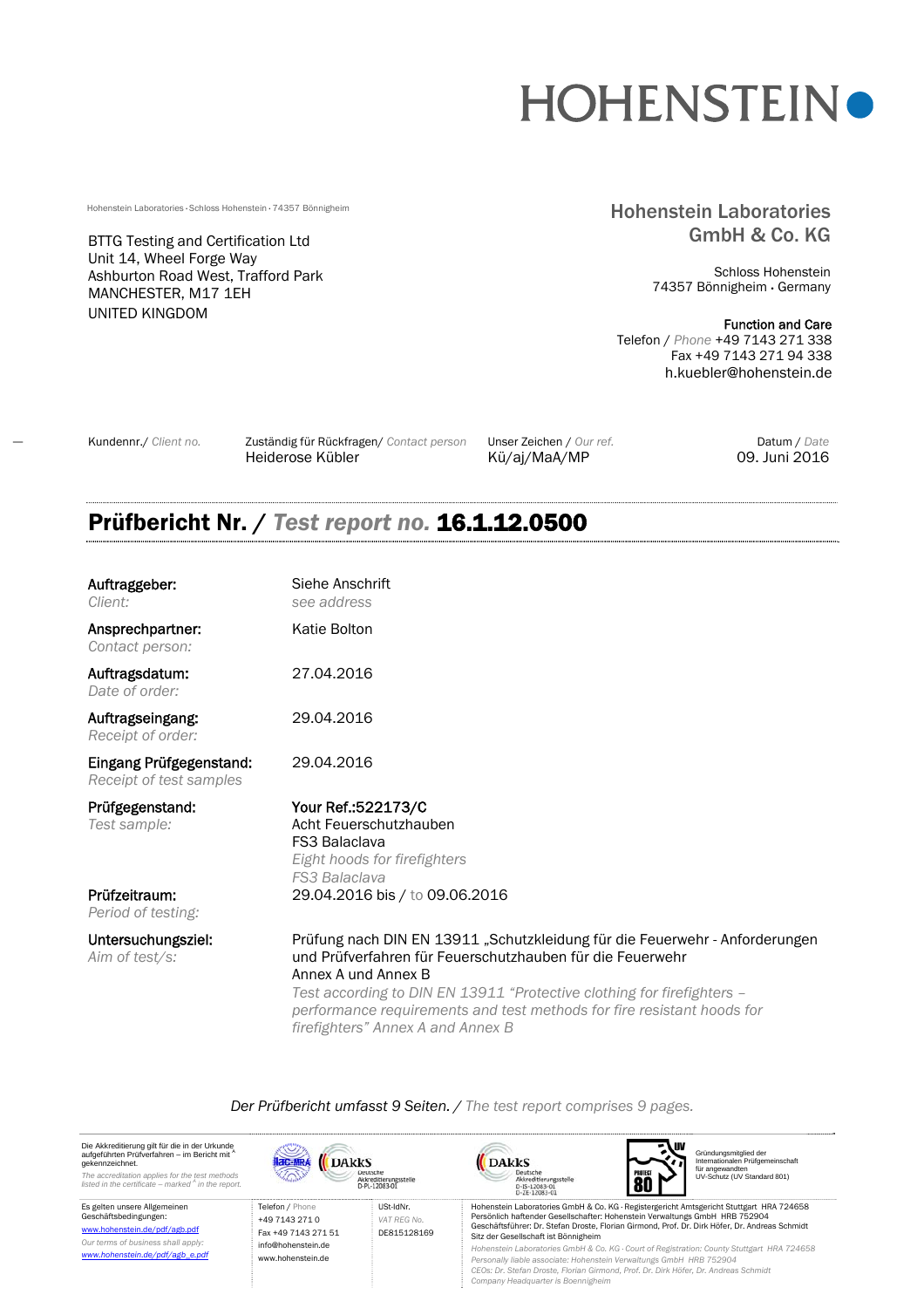HOHENSTEIN

Hohenstein Laboratories · Schloss Hohenstein · 74357 Bönnigheim

BTTG Testing and Certification Ltd
Unit 14, Wheel Forge Way
Ashburton Road West, Trafford Park
MANCHESTER, M17 1EH
UNITED KINGDOM

**Hohenstein Laboratories GmbH & Co. KG**

Schloss Hohenstein
74357 Bönnigheim · Germany

**Function and Care**
Telefon / *Phone* +49 7143 271 338
Fax +49 7143 271 94 338
h.kuebler@hohenstein.de

| Kundennr./ *Client no.* | Zuständig für Rückfragen/ *Contact person* | Unser Zeichen / *Our ref.* | Datum / *Date* |
|---|---|---|---|
| | Heiderose Kübler | Kü/aj/MaA/MP | 09. Juni 2016 |

# Prüfbericht Nr. / *Test report no.* 16.1.12.0500

**Auftraggeber:** *Client:*
Siehe Anschrift
*see address*

**Ansprechpartner:** *Contact person:*
Katie Bolton

**Auftragsdatum:** *Date of order:*
27.04.2016

**Auftragseingang:** *Receipt of order:*
29.04.2016

**Eingang Prüfgegenstand:** *Receipt of test samples*
29.04.2016

**Prüfgegenstand:** *Test sample:*
**Your Ref.:522173/C**
Acht Feuerschutzhauben
FS3 Balaclava
*Eight hoods for firefighters*
*FS3 Balaclava*

**Prüfzeitraum:** *Period of testing:*
29.04.2016 bis / *to* 09.06.2016

**Untersuchungsziel:** *Aim of test/s:*
Prüfung nach DIN EN 13911 „Schutzkleidung für die Feuerwehr - Anforderungen und Prüfverfahren für Feuerschutzhauben für die Feuerwehr
Annex A und Annex B
*Test according to DIN EN 13911 "Protective clothing for firefighters – performance requirements and test methods for fire resistant hoods for firefighters" Annex A and Annex B*

*Der Prüfbericht umfasst 9 Seiten. / The test report comprises 9 pages.*

Die Akkreditierung gilt für die in der Urkunde aufgeführten Prüfverfahren – im Bericht mit ^ gekennzeichnet.
*The accreditation applies for the test methods listed in the certificate – marked ^ in the report.*

DAkkS Deutsche Akkreditierungsstelle D-PL-12083-01
DAkkS Deutsche Akkreditierungsstelle D-IS-12083-01 D-ZE-12083-01

Gründungsmitglied der Internationalen Prüfgemeinschaft für angewandten UV-Schutz (UV Standard 801)

Es gelten unsere Allgemeinen Geschäftsbedingungen: www.hohenstein.de/pdf/agb.pdf
*Our terms of business shall apply: www.hohenstein.de/pdf/agb_e.pdf*

Telefon / *Phone* +49 7143 271 0
Fax +49 7143 271 51
info@hohenstein.de
www.hohenstein.de

USt-IdNr. / *VAT REG No.* DE815128169

Hohenstein Laboratories GmbH & Co. KG · Registergericht Amtsgericht Stuttgart HRA 724658
Persönlich haftender Gesellschafter: Hohenstein Verwaltungs GmbH HRB 752904
Geschäftsführer: Dr. Stefan Droste, Florian Girmond, Prof. Dr. Dirk Höfer, Dr. Andreas Schmidt
Sitz der Gesellschaft ist Bönnigheim
*Hohenstein Laboratories GmbH & Co. KG · Court of Registration: County Stuttgart HRA 724658*
*Personally liable associate: Hohenstein Verwaltungs GmbH HRB 752904*
*CEOs: Dr. Stefan Droste, Florian Girmond, Prof. Dr. Dirk Höfer, Dr. Andreas Schmidt*
*Company Headquarter is Boennigheim*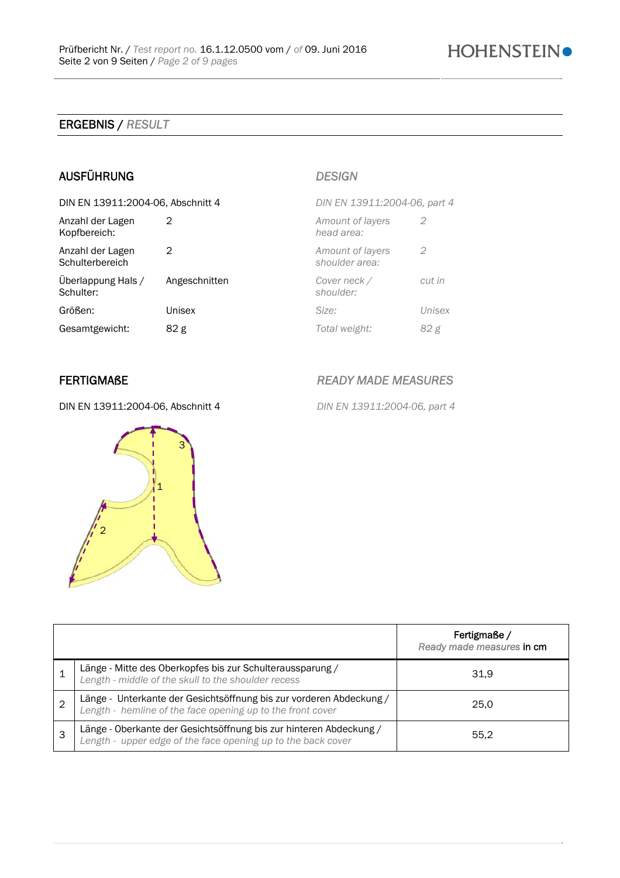## ERGEBNIS / *RESULT*

### AUSFÜHRUNG / *DESIGN*

DIN EN 13911:2004-06, Abschnitt 4 / *DIN EN 13911:2004-06, part 4*

| | | | |
|---|---|---|---|
| Anzahl der Lagen Kopfbereich: | 2 | *Amount of layers head area:* | *2* |
| Anzahl der Lagen Schulterbereich | 2 | *Amount of layers shoulder area:* | *2* |
| Überlappung Hals / Schulter: | Angeschnitten | *Cover neck / shoulder:* | *cut in* |
| Größen: | Unisex | *Size:* | *Unisex* |
| Gesamtgewicht: | 82 g | *Total weight:* | *82 g* |

### FERTIGMAßE / *READY MADE MEASURES*

DIN EN 13911:2004-06, Abschnitt 4 / *DIN EN 13911:2004-06, part 4*

| | | Fertigmaße / *Ready made measures* in cm |
|---|---|---|
| 1 | Länge - Mitte des Oberkopfes bis zur Schulteraussparung / *Length - middle of the skull to the shoulder recess* | 31,9 |
| 2 | Länge - Unterkante der Gesichtsöffnung bis zur vorderen Abdeckung / *Length - hemline of the face opening up to the front cover* | 25,0 |
| 3 | Länge - Oberkante der Gesichtsöffnung bis zur hinteren Abdeckung / *Length - upper edge of the face opening up to the back cover* | 55,2 |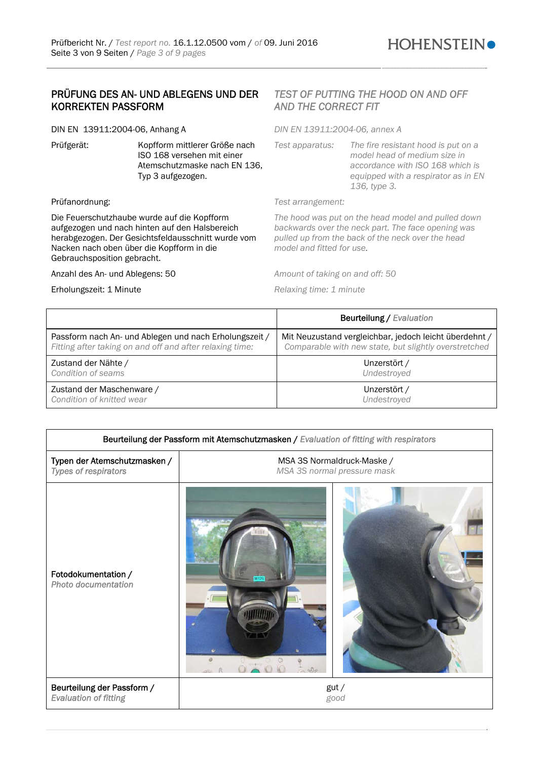## PRÜFUNG DES AN- UND ABLEGENS UND DER KORREKTEN PASSFORM

## *TEST OF PUTTING THE HOOD ON AND OFF AND THE CORRECT FIT*

DIN EN 13911:2004-06, Anhang A

*DIN EN 13911:2004-06, annex A*

Prüfgerät: Kopfform mittlerer Größe nach ISO 168 versehen mit einer Atemschutzmaske nach EN 136, Typ 3 aufgezogen.

*Test apparatus: The fire resistant hood is put on a model head of medium size in accordance with ISO 168 which is equipped with a respirator as in EN 136, type 3.*

Prüfanordnung:

*Test arrangement:*

Die Feuerschutzhaube wurde auf die Kopfform aufgezogen und nach hinten auf den Halsbereich herabgezogen. Der Gesichtsfeldausschnitt wurde vom Nacken nach oben über die Kopfform in die Gebrauchsposition gebracht.

*The hood was put on the head model and pulled down backwards over the neck part. The face opening was pulled up from the back of the neck over the head model and fitted for use.*

Anzahl des An- und Ablegens: 50

*Amount of taking on and off: 50*

Erholungszeit: 1 Minute

*Relaxing time: 1 minute*

| | **Beurteilung** / *Evaluation* |
|---|---|
| Passform nach An- und Ablegen und nach Erholungszeit / *Fitting after taking on and off and after relaxing time:* | Mit Neuzustand vergleichbar, jedoch leicht überdehnt / *Comparable with new state, but slightly overstretched* |
| Zustand der Nähte / *Condition of seams* | Unzerstört / *Undestroyed* |
| Zustand der Maschenware / *Condition of knitted wear* | Unzerstört / *Undestroyed* |

| **Beurteilung der Passform mit Atemschutzmasken** / *Evaluation of fitting with respirators* | | |
|---|---|---|
| **Typen der Atemschutzmasken** / *Types of respirators* | MSA 3S Normaldruck-Maske / *MSA 3S normal pressure mask* | |
| **Fotodokumentation** / *Photo documentation* | | |
| **Beurteilung der Passform** / *Evaluation of fitting* | gut / *good* | |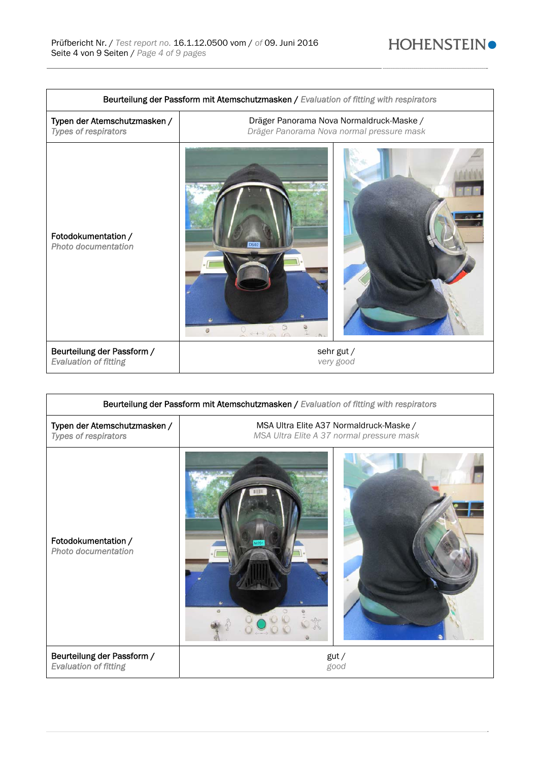| Beurteilung der Passform mit Atemschutzmasken / *Evaluation of fitting with respirators* | | |
|---|---|---|
| Typen der Atemschutzmasken / *Types of respirators* | Dräger Panorama Nova Normaldruck-Maske / *Dräger Panorama Nova normal pressure mask* | |
| Fotodokumentation / *Photo documentation* | | |
| Beurteilung der Passform / *Evaluation of fitting* | sehr gut / *very good* | |

| Beurteilung der Passform mit Atemschutzmasken / *Evaluation of fitting with respirators* | | |
|---|---|---|
| Typen der Atemschutzmasken / *Types of respirators* | MSA Ultra Elite A37 Normaldruck-Maske / *MSA Ultra Elite A 37 normal pressure mask* | |
| Fotodokumentation / *Photo documentation* | | |
| Beurteilung der Passform / *Evaluation of fitting* | gut / *good* | |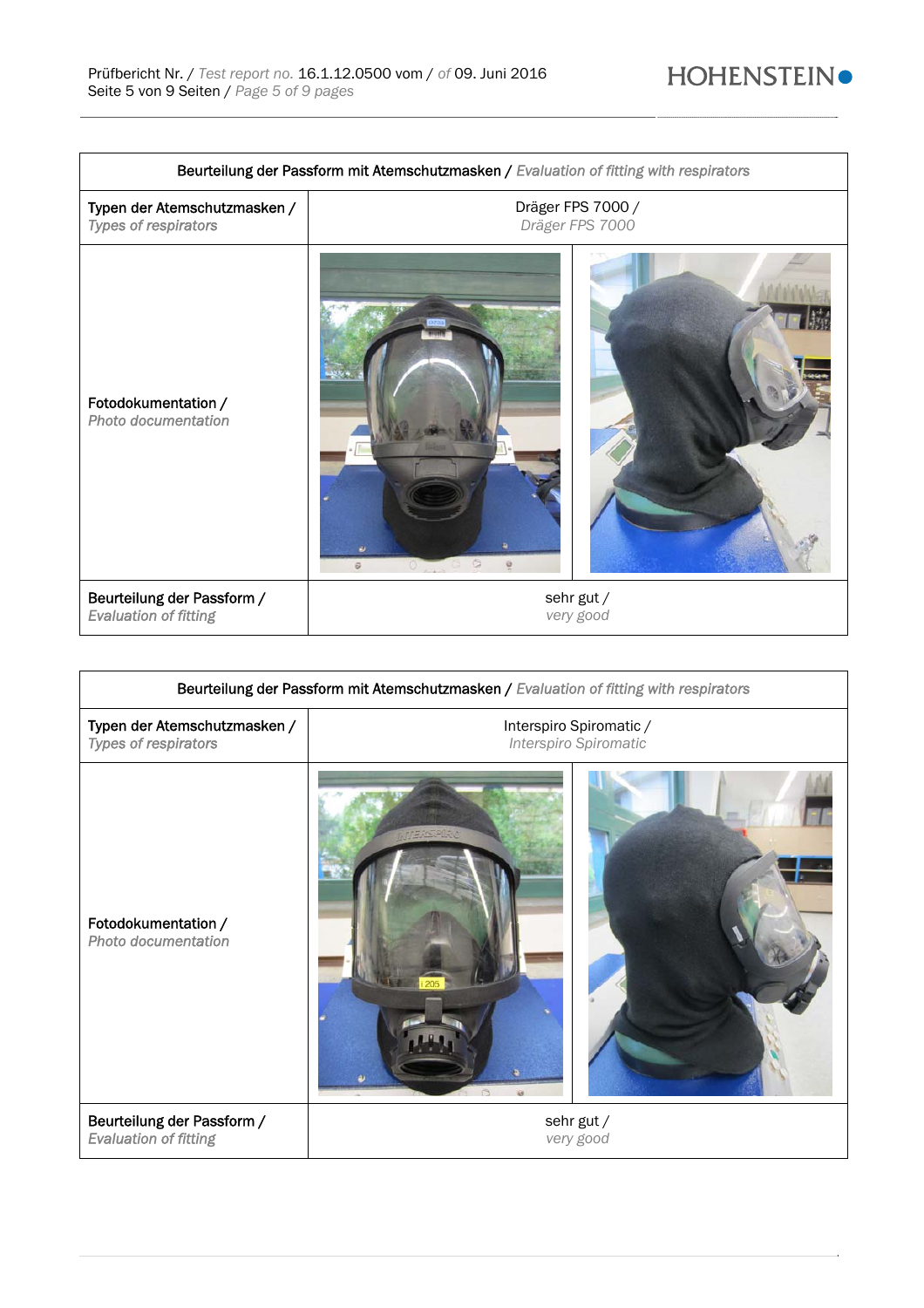| Beurteilung der Passform mit Atemschutzmasken / *Evaluation of fitting with respirators* | | |
|---|---|---|
| Typen der Atemschutzmasken / *Types of respirators* | Dräger FPS 7000 / *Dräger FPS 7000* | |
| Fotodokumentation / *Photo documentation* | | |
| Beurteilung der Passform / *Evaluation of fitting* | sehr gut / *very good* | |

| Beurteilung der Passform mit Atemschutzmasken / *Evaluation of fitting with respirators* | | |
|---|---|---|
| Typen der Atemschutzmasken / *Types of respirators* | Interspiro Spiromatic / *Interspiro Spiromatic* | |
| Fotodokumentation / *Photo documentation* | | |
| Beurteilung der Passform / *Evaluation of fitting* | sehr gut / *very good* | |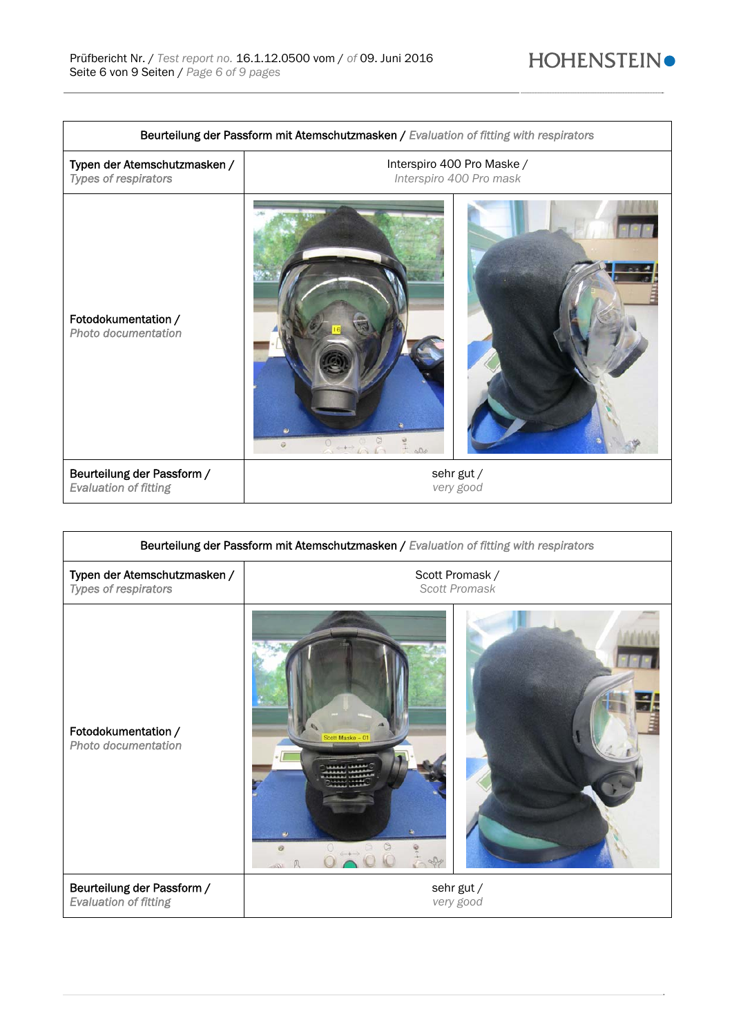| Beurteilung der Passform mit Atemschutzmasken / *Evaluation of fitting with respirators* | | |
|---|---|---|
| Typen der Atemschutzmasken / *Types of respirators* | Interspiro 400 Pro Maske / *Interspiro 400 Pro mask* | |
| Fotodokumentation / *Photo documentation* | | |
| Beurteilung der Passform / *Evaluation of fitting* | sehr gut / *very good* | |

| Beurteilung der Passform mit Atemschutzmasken / *Evaluation of fitting with respirators* | | |
|---|---|---|
| Typen der Atemschutzmasken / *Types of respirators* | Scott Promask / *Scott Promask* | |
| Fotodokumentation / *Photo documentation* | | |
| Beurteilung der Passform / *Evaluation of fitting* | sehr gut / *very good* | |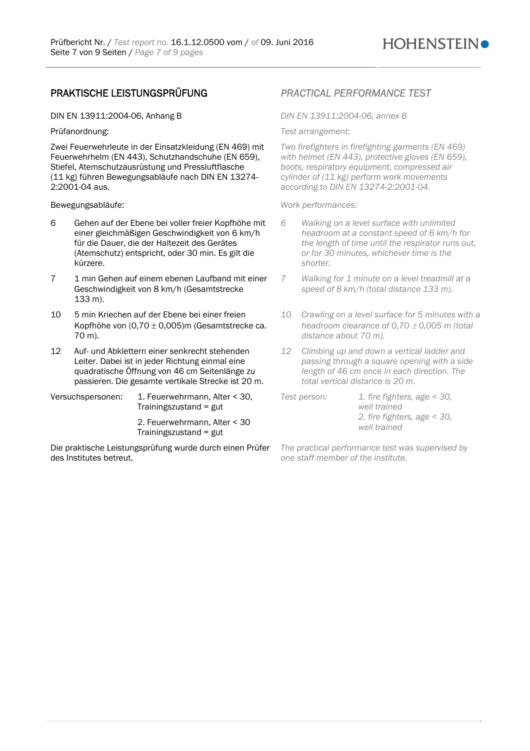## PRAKTISCHE LEISTUNGSPRÜFUNG

DIN EN 13911:2004-06, Anhang B

Prüfanordnung:

Zwei Feuerwehrleute in der Einsatzkleidung (EN 469) mit Feuerwehrhelm (EN 443), Schutzhandschuhe (EN 659), Stiefel, Atemschutzausrüstung und Pressluftflasche (11 kg) führen Bewegungsabläufe nach DIN EN 13274-2:2001-04 aus.

Bewegungsabläufe:

6 Gehen auf der Ebene bei voller freier Kopfhöhe mit einer gleichmäßigen Geschwindigkeit von 6 km/h für die Dauer, die der Haltezeit des Gerätes (Atemschutz) entspricht, oder 30 min. Es gilt die kürzere.

7 1 min Gehen auf einem ebenen Laufband mit einer Geschwindigkeit von 8 km/h (Gesamtstrecke 133 m).

10 5 min Kriechen auf der Ebene bei einer freien Kopfhöhe von (0,70 ± 0,005)m (Gesamtstrecke ca. 70 m).

12 Auf- und Abklettern einer senkrecht stehenden Leiter. Dabei ist in jeder Richtung einmal eine quadratische Öffnung von 46 cm Seitenlänge zu passieren. Die gesamte vertikale Strecke ist 20 m.

Versuchspersonen:
1. Feuerwehrmann, Alter < 30, Trainingszustand = gut
2. Feuerwehrmann, Alter < 30 Trainingszustand = gut

Die praktische Leistungsprüfung wurde durch einen Prüfer des Institutes betreut.

## *PRACTICAL PERFORMANCE TEST*

*DIN EN 13911:2004-06, annex B*

*Test arrangement:*

*Two firefighters in firefighting garments (EN 469) with helmet (EN 443), protective gloves (EN 659), boots, respiratory equipment, compressed air cylinder of (11 kg) perform work movements according to DIN EN 13274-2:2001-04.*

*Work performances:*

*6 Walking on a level surface with unlimited headroom at a constant speed of 6 km/h for the length of time until the respirator runs out, or for 30 minutes, whichever time is the shorter.*

*7 Walking for 1 minute on a level treadmill at a speed of 8 km/h (total distance 133 m).*

*10 Crawling on a level surface for 5 minutes with a headroom clearance of 0,70 ± 0,005 m (total distance about 70 m).*

*12 Climbing up and down a vertical ladder and passing through a square opening with a side length of 46 cm once in each direction. The total vertical distance is 20 m.*

*Test person:*
*1. fire fighters, age < 30, well trained*
*2. fire fighters, age < 30, well trained*

*The practical performance test was supervised by one staff member of the institute.*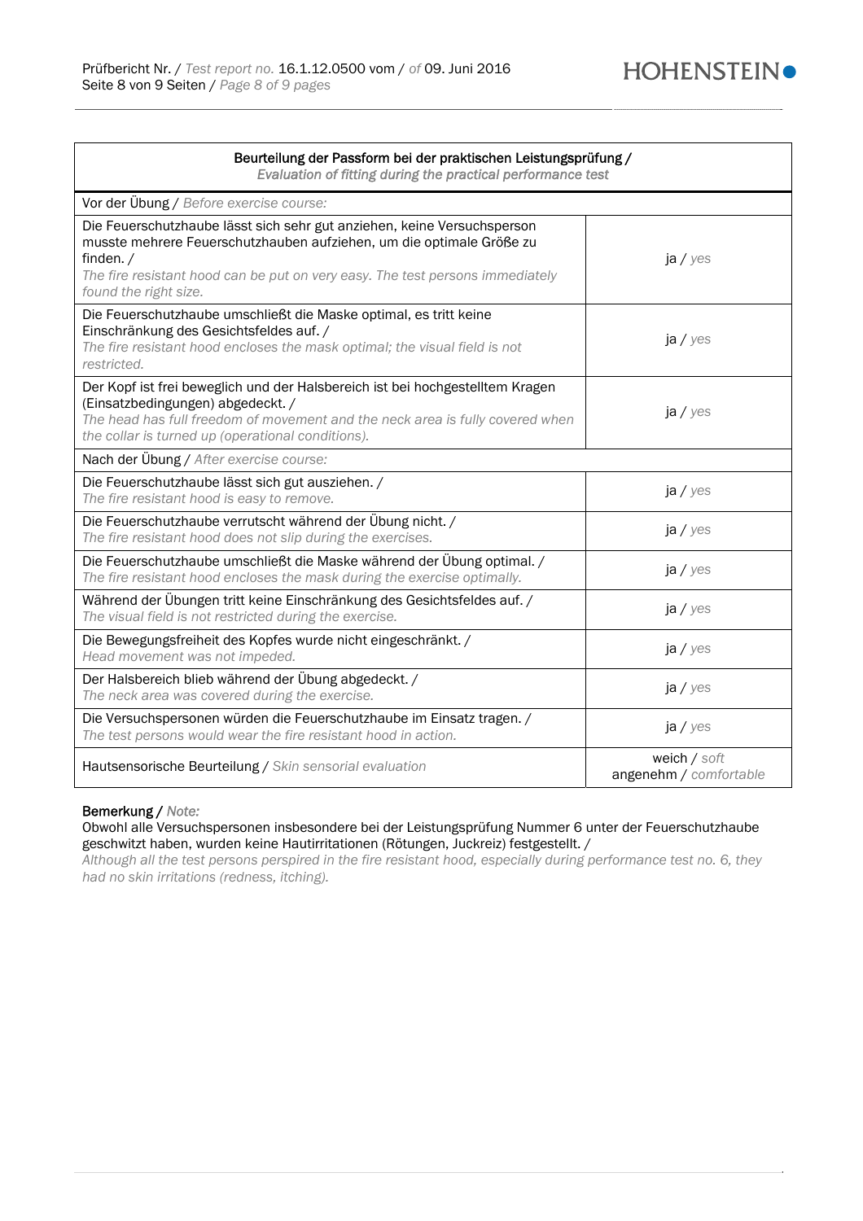| Beurteilung der Passform bei der praktischen Leistungsprüfung / *Evaluation of fitting during the practical performance test* | |
|---|---|
| Vor der Übung / *Before exercise course:* | |
| Die Feuerschutzhaube lässt sich sehr gut anziehen, keine Versuchsperson musste mehrere Feuerschutzhauben aufziehen, um die optimale Größe zu finden. / *The fire resistant hood can be put on very easy. The test persons immediately found the right size.* | ja / *yes* |
| Die Feuerschutzhaube umschließt die Maske optimal, es tritt keine Einschränkung des Gesichtsfeldes auf. / *The fire resistant hood encloses the mask optimal; the visual field is not restricted.* | ja / *yes* |
| Der Kopf ist frei beweglich und der Halsbereich ist bei hochgestelltem Kragen (Einsatzbedingungen) abgedeckt. / *The head has full freedom of movement and the neck area is fully covered when the collar is turned up (operational conditions).* | ja / *yes* |
| Nach der Übung / *After exercise course:* | |
| Die Feuerschutzhaube lässt sich gut ausziehen. / *The fire resistant hood is easy to remove.* | ja / *yes* |
| Die Feuerschutzhaube verrutscht während der Übung nicht. / *The fire resistant hood does not slip during the exercises.* | ja / *yes* |
| Die Feuerschutzhaube umschließt die Maske während der Übung optimal. / *The fire resistant hood encloses the mask during the exercise optimally.* | ja / *yes* |
| Während der Übungen tritt keine Einschränkung des Gesichtsfeldes auf. / *The visual field is not restricted during the exercise.* | ja / *yes* |
| Die Bewegungsfreiheit des Kopfes wurde nicht eingeschränkt. / *Head movement was not impeded.* | ja / *yes* |
| Der Halsbereich blieb während der Übung abgedeckt. / *The neck area was covered during the exercise.* | ja / *yes* |
| Die Versuchspersonen würden die Feuerschutzhaube im Einsatz tragen. / *The test persons would wear the fire resistant hood in action.* | ja / *yes* |
| Hautsensorische Beurteilung / *Skin sensorial evaluation* | weich / *soft* angenehm / *comfortable* |

**Bemerkung** / ***Note:***

Obwohl alle Versuchspersonen insbesondere bei der Leistungsprüfung Nummer 6 unter der Feuerschutzhaube geschwitzt haben, wurden keine Hautirritationen (Rötungen, Juckreiz) festgestellt. /
*Although all the test persons perspired in the fire resistant hood, especially during performance test no. 6, they had no skin irritations (redness, itching).*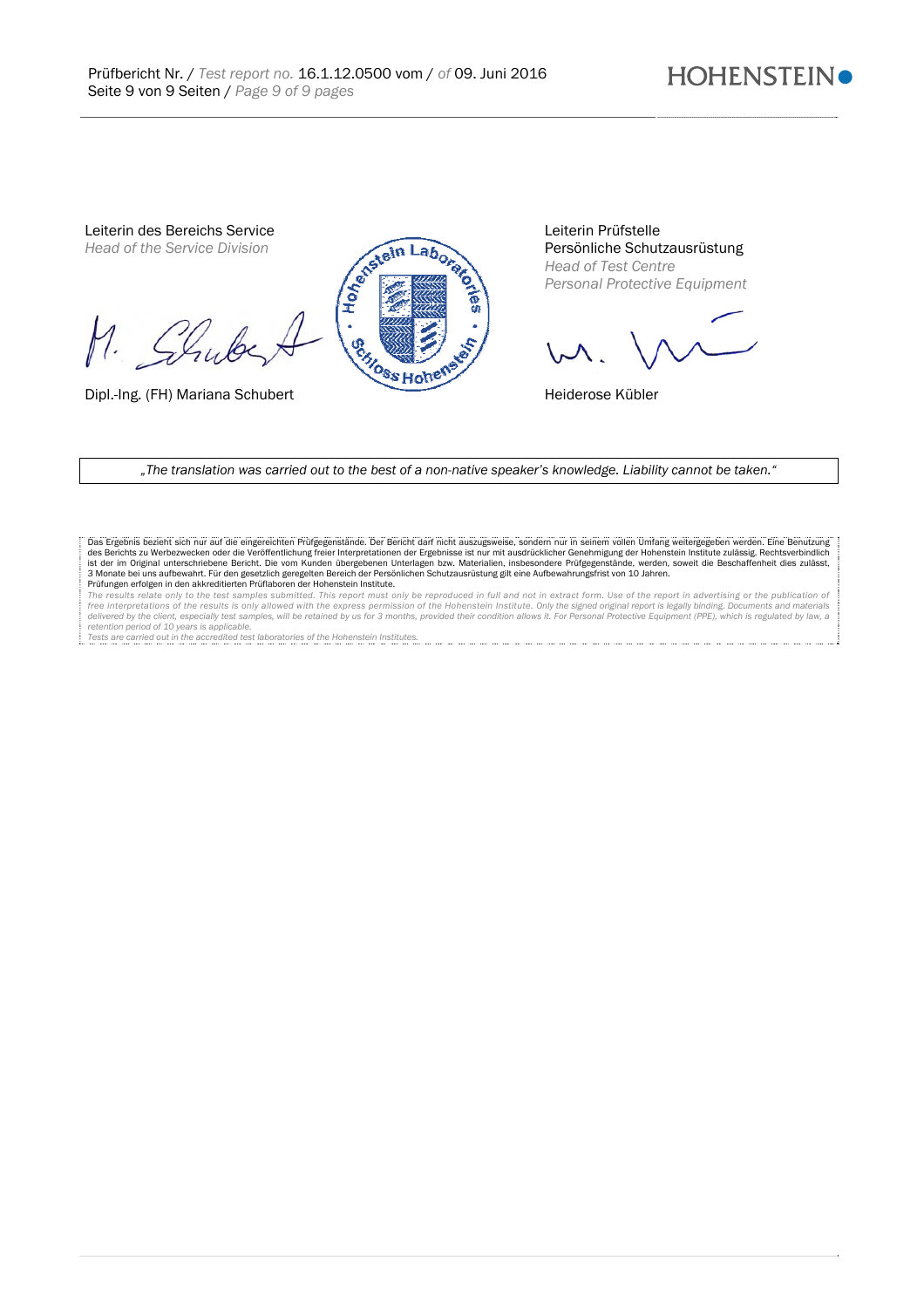Leiterin des Bereichs Service
*Head of the Service Division*

Dipl.-Ing. (FH) Mariana Schubert

Leiterin Prüfstelle
Persönliche Schutzausrüstung
*Head of Test Centre*
*Personal Protective Equipment*

Heiderose Kübler

*„The translation was carried out to the best of a non-native speaker's knowledge. Liability cannot be taken."*

Das Ergebnis bezieht sich nur auf die eingereichten Prüfgegenstände. Der Bericht darf nicht auszugsweise, sondern nur in seinem vollen Umfang weitergegeben werden. Eine Benutzung des Berichts zu Werbezwecken oder die Veröffentlichung freier Interpretationen der Ergebnisse ist nur mit ausdrücklicher Genehmigung der Hohenstein Institute zulässig. Rechtsverbindlich ist der im Original unterschriebene Bericht. Die vom Kunden übergebenen Unterlagen bzw. Materialien, insbesondere Prüfgegenstände, werden, soweit die Beschaffenheit dies zulässt, 3 Monate bei uns aufbewahrt. Für den gesetzlich geregelten Bereich der Persönlichen Schutzausrüstung gilt eine Aufbewahrungsfrist von 10 Jahren.
Prüfungen erfolgen in den akkreditierten Prüflaboren der Hohenstein Institute.
*The results relate only to the test samples submitted. This report must only be reproduced in full and not in extract form. Use of the report in advertising or the publication of free interpretations of the results is only allowed with the express permission of the Hohenstein Institute. Only the signed original report is legally binding. Documents and materials delivered by the client, especially test samples, will be retained by us for 3 months, provided their condition allows it. For Personal Protective Equipment (PPE), which is regulated by law, a retention period of 10 years is applicable.*
*Tests are carried out in the accredited test laboratories of the Hohenstein Institutes.*